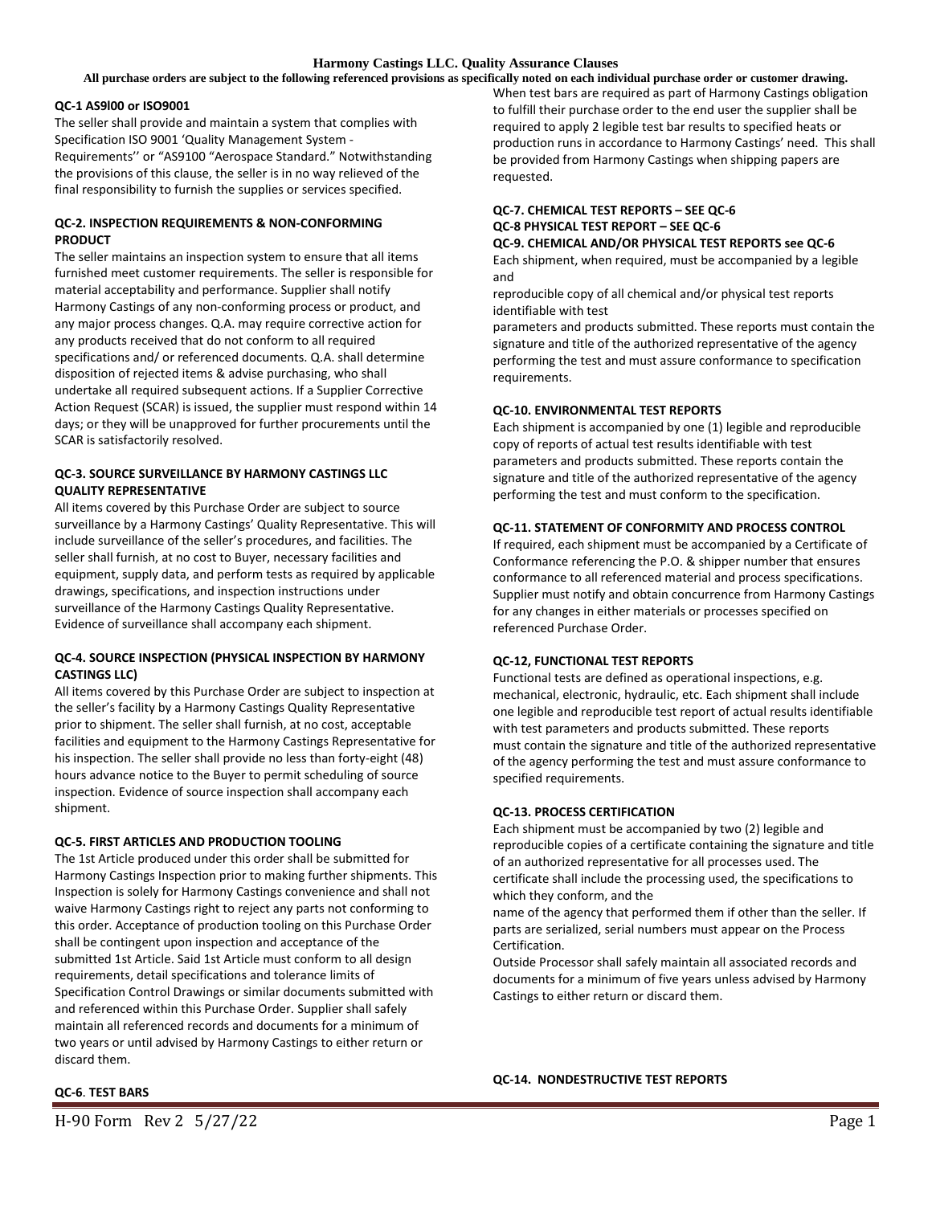# Harmony Castings LLC. Quality Assurance Clauses

**All purchase orders are subject to the following referenced provisions as specifically noted on each individual purchase order or customer drawing.**

**QC-1 AS9l00 or ISO9001**

The seller shall provide and maintain a system that complies with Specification ISO 9001 'Quality Management System - Requirements'' or "AS9100 "Aerospace Standard." Notwithstanding the provisions of this clause, the seller is in no way relieved of the final responsibility to furnish the supplies or services specified.

**QC-2. INSPECTION REQUIREMENTS & NON-CONFORMING PRODUCT**

The seller maintains an inspection system to ensure that all items furnished meet customer requirements. The seller is responsible for material acceptability and performance. Supplier shall notify Harmony Castings of any non-conforming process or product, and any major process changes. Q.A. may require corrective action for any products received that do not conform to all required specifications and/ or referenced documents. Q.A. shall determine disposition of rejected items & advise purchasing, who shall undertake all required subsequent actions. If a Supplier Corrective Action Request (SCAR) is issued, the supplier must respond within 14 days; or they will be unapproved for further procurements until the SCAR is satisfactorily resolved.

**QC-3. SOURCE SURVEILLANCE BY HARMONY CASTINGS LLC QUALITY REPRESENTATIVE**

All items covered by this Purchase Order are subject to source surveillance by a Harmony Castings' Quality Representative. This will include surveillance of the seller's procedures, and facilities. The seller shall furnish, at no cost to Buyer, necessary facilities and equipment, supply data, and perform tests as required by applicable drawings, specifications, and inspection instructions under surveillance of the Harmony Castings Quality Representative. Evidence of surveillance shall accompany each shipment.

**QC-4. SOURCE INSPECTION (PHYSICAL INSPECTION BY HARMONY CASTINGS LLC)**

All items covered by this Purchase Order are subject to inspection at the seller's facility by a Harmony Castings Quality Representative prior to shipment. The seller shall furnish, at no cost, acceptable facilities and equipment to the Harmony Castings Representative for his inspection. The seller shall provide no less than forty-eight (48) hours advance notice to the Buyer to permit scheduling of source inspection. Evidence of source inspection shall accompany each shipment.

**QC-5. FIRST ARTICLES AND PRODUCTION TOOLING**

The 1st Article produced under this order shall be submitted for Harmony Castings Inspection prior to making further shipments. This Inspection is solely for Harmony Castings convenience and shall not waive Harmony Castings right to reject any parts not conforming to this order. Acceptance of production tooling on this Purchase Order shall be contingent upon inspection and acceptance of the submitted 1st Article. Said 1st Article must conform to all design requirements, detail specifications and tolerance limits of Specification Control Drawings or similar documents submitted with and referenced within this Purchase Order. Supplier shall safely maintain all referenced records and documents for a minimum of two years or until advised by Harmony Castings to either return or discard them.

**QC-6. TEST BARS**

When test bars are required as part of Harmony Castings obligation to fulfill their purchase order to the end user the supplier shall be required to apply 2 legible test bar results to specified heats or production runs in accordance to Harmony Castings' need. This shall be provided from Harmony Castings when shipping papers are requested.

**QC-7. CHEMICAL TEST REPORTS – SEE QC-6**
**QC-8 PHYSICAL TEST REPORT – SEE QC-6**
**QC-9. CHEMICAL AND/OR PHYSICAL TEST REPORTS see QC-6**

Each shipment, when required, must be accompanied by a legible and reproducible copy of all chemical and/or physical test reports identifiable with test parameters and products submitted. These reports must contain the signature and title of the authorized representative of the agency performing the test and must assure conformance to specification requirements.

**QC-10. ENVIRONMENTAL TEST REPORTS**

Each shipment is accompanied by one (1) legible and reproducible copy of reports of actual test results identifiable with test parameters and products submitted. These reports contain the signature and title of the authorized representative of the agency performing the test and must conform to the specification.

**QC-11. STATEMENT OF CONFORMITY AND PROCESS CONTROL**

If required, each shipment must be accompanied by a Certificate of Conformance referencing the P.O. & shipper number that ensures conformance to all referenced material and process specifications. Supplier must notify and obtain concurrence from Harmony Castings for any changes in either materials or processes specified on referenced Purchase Order.

**QC-12, FUNCTIONAL TEST REPORTS**

Functional tests are defined as operational inspections, e.g. mechanical, electronic, hydraulic, etc. Each shipment shall include one legible and reproducible test report of actual results identifiable with test parameters and products submitted. These reports must contain the signature and title of the authorized representative of the agency performing the test and must assure conformance to specified requirements.

**QC-13. PROCESS CERTIFICATION**

Each shipment must be accompanied by two (2) legible and reproducible copies of a certificate containing the signature and title of an authorized representative for all processes used. The certificate shall include the processing used, the specifications to which they conform, and the name of the agency that performed them if other than the seller. If parts are serialized, serial numbers must appear on the Process Certification.

Outside Processor shall safely maintain all associated records and documents for a minimum of five years unless advised by Harmony Castings to either return or discard them.

**QC-14. NONDESTRUCTIVE TEST REPORTS**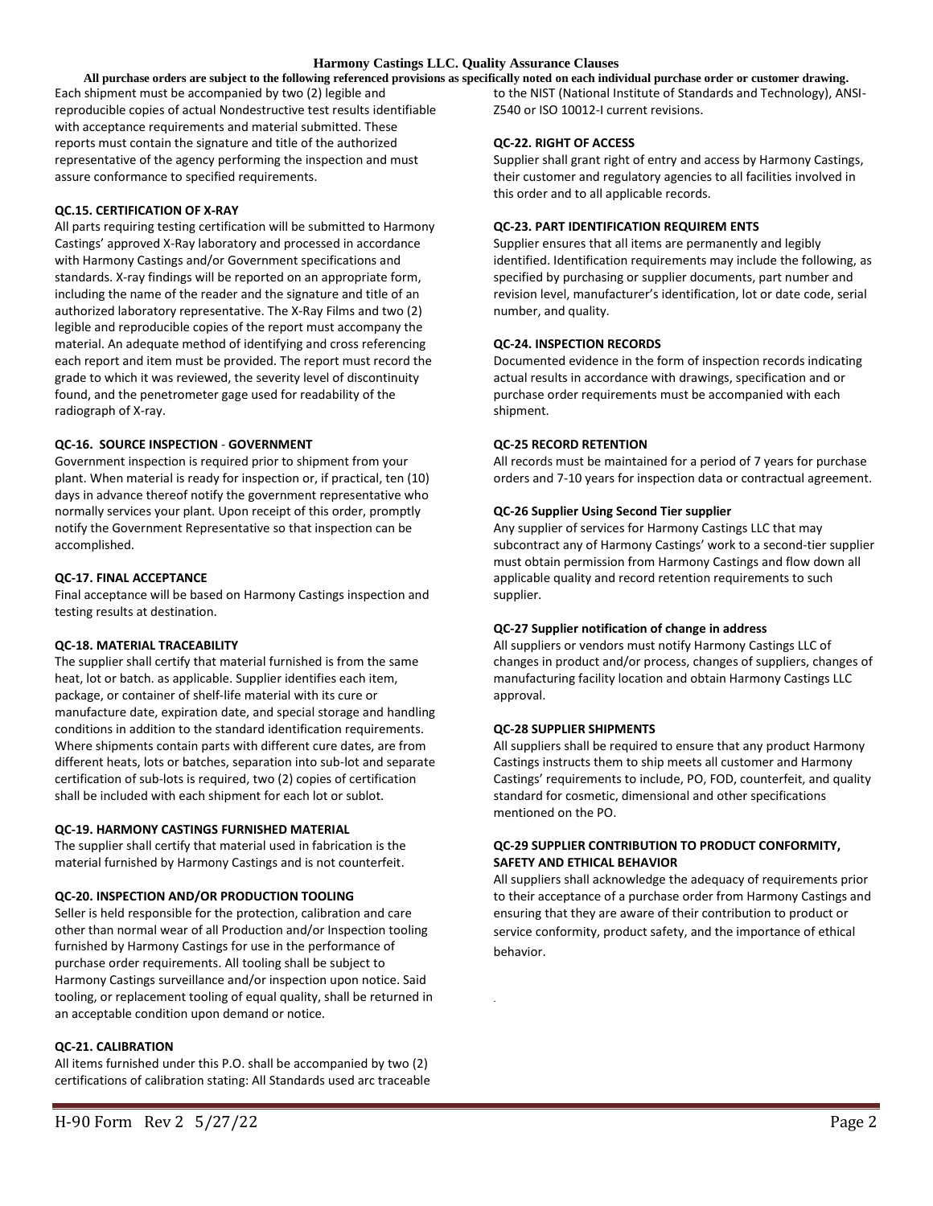# Harmony Castings LLC. Quality Assurance Clauses

**All purchase orders are subject to the following referenced provisions as specifically noted on each individual purchase order or customer drawing.**

Each shipment must be accompanied by two (2) legible and reproducible copies of actual Nondestructive test results identifiable with acceptance requirements and material submitted. These reports must contain the signature and title of the authorized representative of the agency performing the inspection and must assure conformance to specified requirements.

**QC.15. CERTIFICATION OF X-RAY**

All parts requiring testing certification will be submitted to Harmony Castings' approved X-Ray laboratory and processed in accordance with Harmony Castings and/or Government specifications and standards. X-ray findings will be reported on an appropriate form, including the name of the reader and the signature and title of an authorized laboratory representative. The X-Ray Films and two (2) legible and reproducible copies of the report must accompany the material. An adequate method of identifying and cross referencing each report and item must be provided. The report must record the grade to which it was reviewed, the severity level of discontinuity found, and the penetrometer gage used for readability of the radiograph of X-ray.

**QC-16. SOURCE INSPECTION - GOVERNMENT**

Government inspection is required prior to shipment from your plant. When material is ready for inspection or, if practical, ten (10) days in advance thereof notify the government representative who normally services your plant. Upon receipt of this order, promptly notify the Government Representative so that inspection can be accomplished.

**QC-17. FINAL ACCEPTANCE**

Final acceptance will be based on Harmony Castings inspection and testing results at destination.

**QC-18. MATERIAL TRACEABILITY**

The supplier shall certify that material furnished is from the same heat, lot or batch. as applicable. Supplier identifies each item, package, or container of shelf-life material with its cure or manufacture date, expiration date, and special storage and handling conditions in addition to the standard identification requirements. Where shipments contain parts with different cure dates, are from different heats, lots or batches, separation into sub-lot and separate certification of sub-lots is required, two (2) copies of certification shall be included with each shipment for each lot or sublot.

**QC-19. HARMONY CASTINGS FURNISHED MATERIAL**

The supplier shall certify that material used in fabrication is the material furnished by Harmony Castings and is not counterfeit.

**QC-20. INSPECTION AND/OR PRODUCTION TOOLING**

Seller is held responsible for the protection, calibration and care other than normal wear of all Production and/or Inspection tooling furnished by Harmony Castings for use in the performance of purchase order requirements. All tooling shall be subject to Harmony Castings surveillance and/or inspection upon notice. Said tooling, or replacement tooling of equal quality, shall be returned in an acceptable condition upon demand or notice.

**QC-21. CALIBRATION**

All items furnished under this P.O. shall be accompanied by two (2) certifications of calibration stating: All Standards used arc traceable to the NIST (National Institute of Standards and Technology), ANSI-Z540 or ISO 10012-I current revisions.

**QC-22. RIGHT OF ACCESS**

Supplier shall grant right of entry and access by Harmony Castings, their customer and regulatory agencies to all facilities involved in this order and to all applicable records.

**QC-23. PART IDENTIFICATION REQUIREM ENTS**

Supplier ensures that all items are permanently and legibly identified. Identification requirements may include the following, as specified by purchasing or supplier documents, part number and revision level, manufacturer's identification, lot or date code, serial number, and quality.

**QC-24. INSPECTION RECORDS**

Documented evidence in the form of inspection records indicating actual results in accordance with drawings, specification and or purchase order requirements must be accompanied with each shipment.

**QC-25 RECORD RETENTION**

All records must be maintained for a period of 7 years for purchase orders and 7-10 years for inspection data or contractual agreement.

**QC-26 Supplier Using Second Tier supplier**

Any supplier of services for Harmony Castings LLC that may subcontract any of Harmony Castings' work to a second-tier supplier must obtain permission from Harmony Castings and flow down all applicable quality and record retention requirements to such supplier.

**QC-27 Supplier notification of change in address**

All suppliers or vendors must notify Harmony Castings LLC of changes in product and/or process, changes of suppliers, changes of manufacturing facility location and obtain Harmony Castings LLC approval.

**QC-28 SUPPLIER SHIPMENTS**

All suppliers shall be required to ensure that any product Harmony Castings instructs them to ship meets all customer and Harmony Castings' requirements to include, PO, FOD, counterfeit, and quality standard for cosmetic, dimensional and other specifications mentioned on the PO.

**QC-29 SUPPLIER CONTRIBUTION TO PRODUCT CONFORMITY, SAFETY AND ETHICAL BEHAVIOR**

All suppliers shall acknowledge the adequacy of requirements prior to their acceptance of a purchase order from Harmony Castings and ensuring that they are aware of their contribution to product or service conformity, product safety, and the importance of ethical behavior.

H-90 Form Rev 2 5/27/22